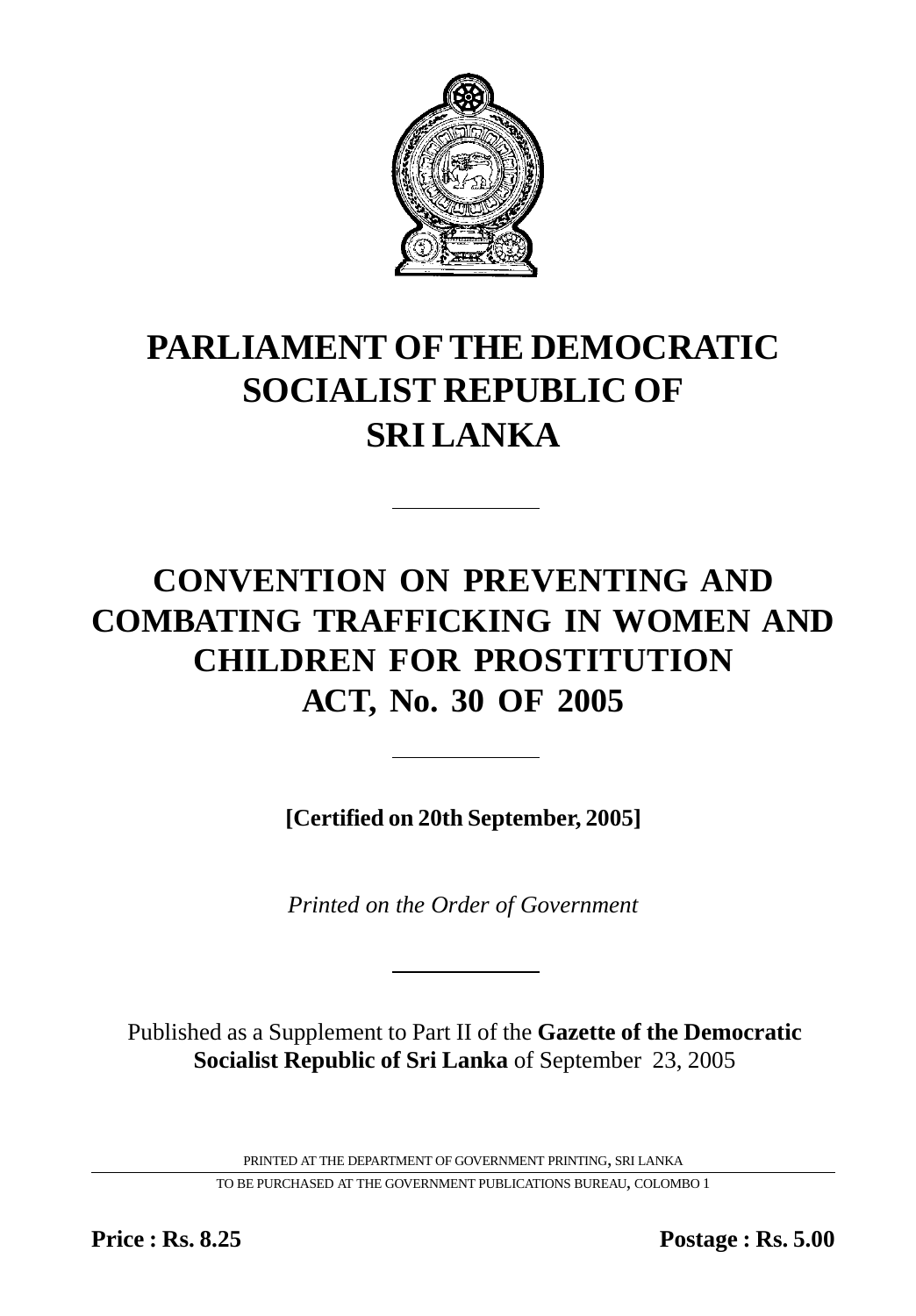# PARLIAMENT OF THE DEMOCRATIC SOCIALIST REPUBLIC OF SRI LANKA

---

# CONVENTION ON PREVENTING AND COMBATING TRAFFICKING IN WOMEN AND CHILDREN FOR PROSTITUTION ACT, No. 30 OF 2005

---

**[Certified on 20th September, 2005]**

*Printed on the Order of Government*

---

Published as a Supplement to Part II of the **Gazette of the Democratic Socialist Republic of Sri Lanka** of September 23, 2005

PRINTED AT THE DEPARTMENT OF GOVERNMENT PRINTING, SRI LANKA

TO BE PURCHASED AT THE GOVERNMENT PUBLICATIONS BUREAU, COLOMBO 1

**Price : Rs. 8.25** **Postage : Rs. 5.00**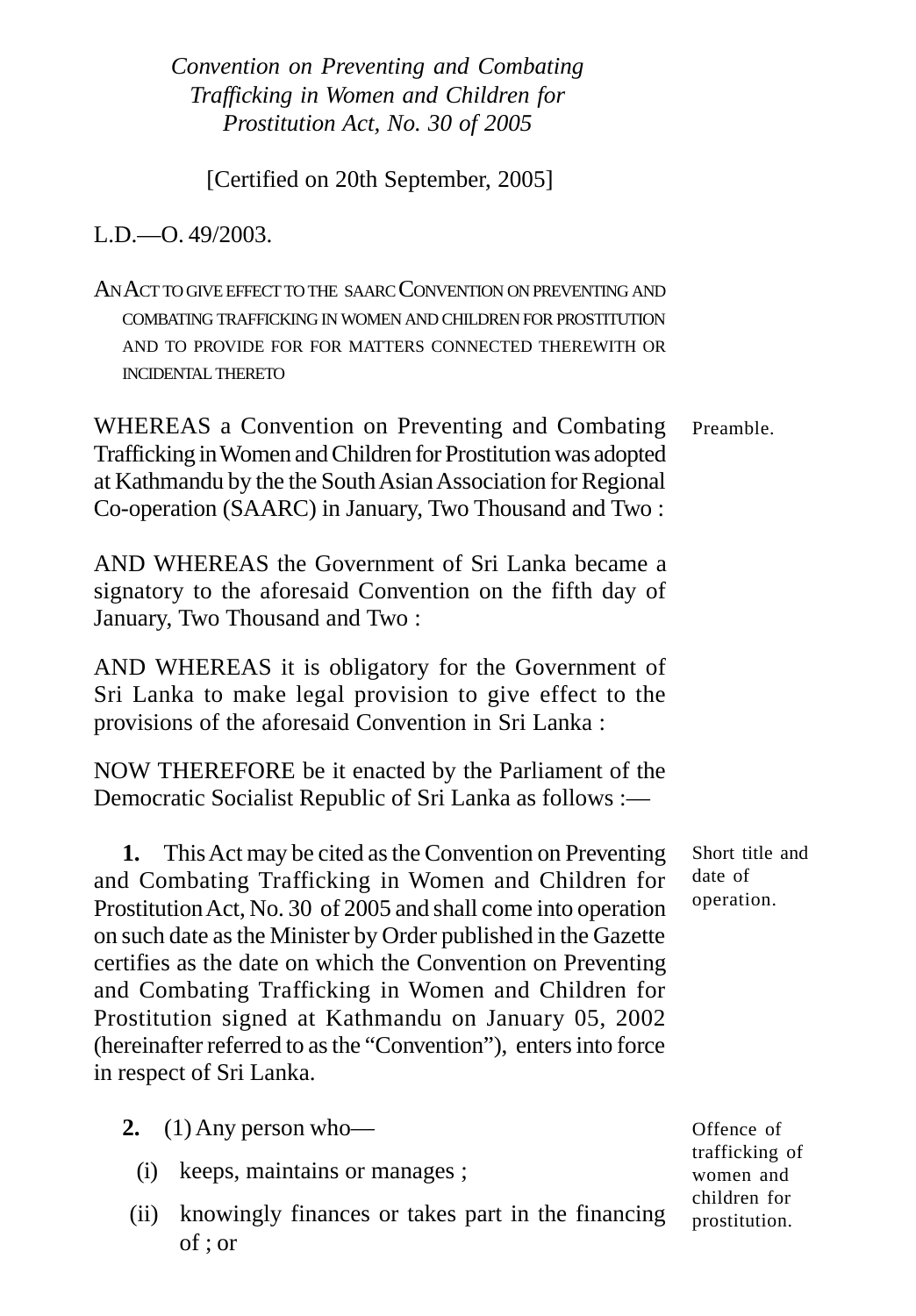*Convention on Preventing and Combating Trafficking in Women and Children for Prostitution Act, No. 30 of 2005*

[Certified on 20th September, 2005]

L.D.—O. 49/2003.

AN ACT TO GIVE EFFECT TO THE SAARC CONVENTION ON PREVENTING AND COMBATING TRAFFICKING IN WOMEN AND CHILDREN FOR PROSTITUTION AND TO PROVIDE FOR FOR MATTERS CONNECTED THEREWITH OR INCIDENTAL THERETO

Preamble.

WHEREAS a Convention on Preventing and Combating Trafficking in Women and Children for Prostitution was adopted at Kathmandu by the the South Asian Association for Regional Co-operation (SAARC) in January, Two Thousand and Two :

AND WHEREAS the Government of Sri Lanka became a signatory to the aforesaid Convention on the fifth day of January, Two Thousand and Two :

AND WHEREAS it is obligatory for the Government of Sri Lanka to make legal provision to give effect to the provisions of the aforesaid Convention in Sri Lanka :

NOW THEREFORE be it enacted by the Parliament of the Democratic Socialist Republic of Sri Lanka as follows :—

Short title and date of operation.

**1.** This Act may be cited as the Convention on Preventing and Combating Trafficking in Women and Children for Prostitution Act, No. 30 of 2005 and shall come into operation on such date as the Minister by Order published in the Gazette certifies as the date on which the Convention on Preventing and Combating Trafficking in Women and Children for Prostitution signed at Kathmandu on January 05, 2002 (hereinafter referred to as the "Convention"), enters into force in respect of Sri Lanka.

Offence of trafficking of women and children for prostitution.

**2.** (1) Any person who—

(i) keeps, maintains or manages ;

(ii) knowingly finances or takes part in the financing of ; or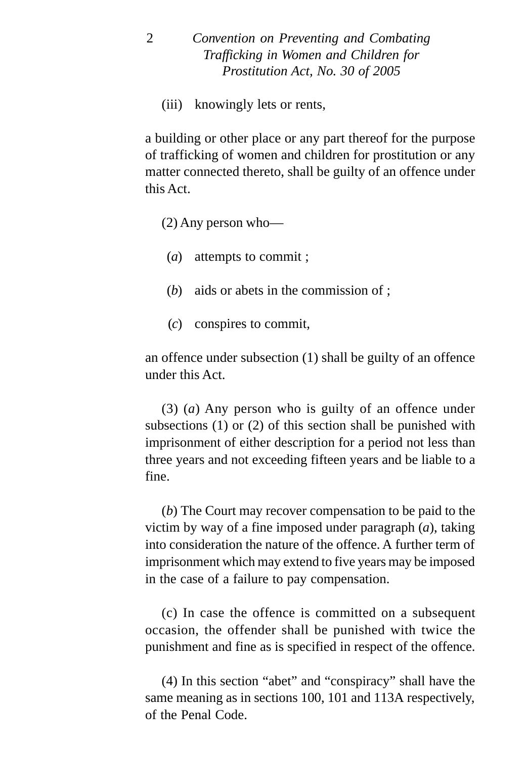(iii) knowingly lets or rents,

a building or other place or any part thereof for the purpose of trafficking of women and children for prostitution or any matter connected thereto, shall be guilty of an offence under this Act.

(2) Any person who—

(*a*) attempts to commit ;

(*b*) aids or abets in the commission of ;

(*c*) conspires to commit,

an offence under subsection (1) shall be guilty of an offence under this Act.

(3) (*a*) Any person who is guilty of an offence under subsections (1) or (2) of this section shall be punished with imprisonment of either description for a period not less than three years and not exceeding fifteen years and be liable to a fine.

(*b*) The Court may recover compensation to be paid to the victim by way of a fine imposed under paragraph (*a*), taking into consideration the nature of the offence. A further term of imprisonment which may extend to five years may be imposed in the case of a failure to pay compensation.

(c) In case the offence is committed on a subsequent occasion, the offender shall be punished with twice the punishment and fine as is specified in respect of the offence.

(4) In this section "abet" and "conspiracy" shall have the same meaning as in sections 100, 101 and 113A respectively, of the Penal Code.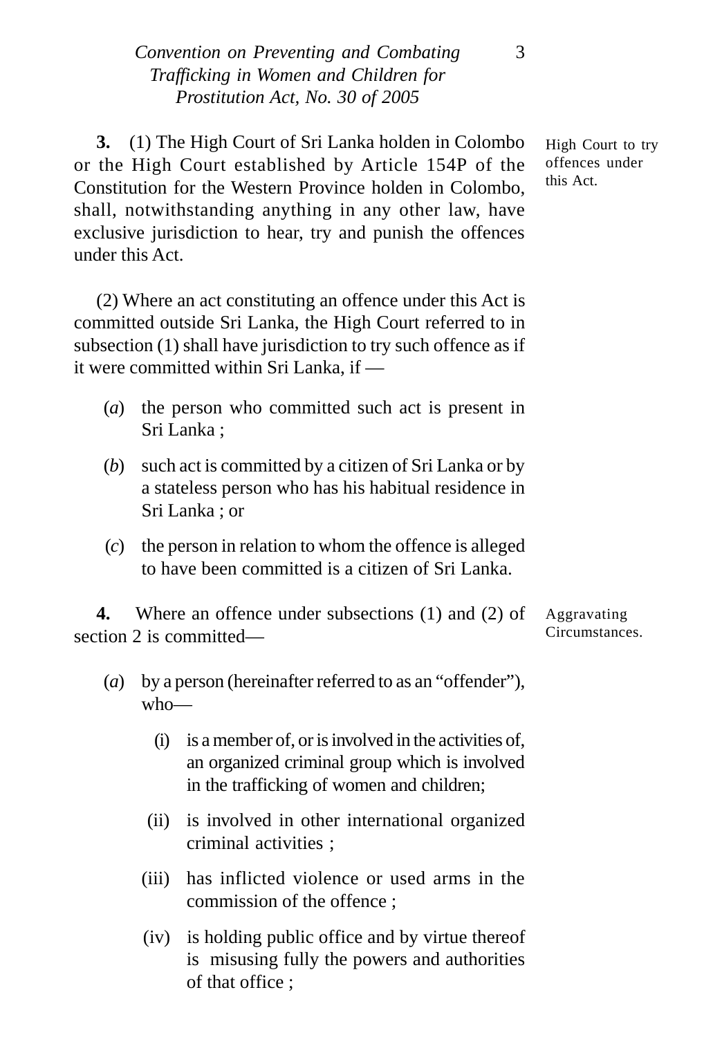**3.** (1) The High Court of Sri Lanka holden in Colombo or the High Court established by Article 154P of the Constitution for the Western Province holden in Colombo, shall, notwithstanding anything in any other law, have exclusive jurisdiction to hear, try and punish the offences under this Act.

High Court to try offences under this Act.

(2) Where an act constituting an offence under this Act is committed outside Sri Lanka, the High Court referred to in subsection (1) shall have jurisdiction to try such offence as if it were committed within Sri Lanka, if —

(*a*) the person who committed such act is present in Sri Lanka ;

(*b*) such act is committed by a citizen of Sri Lanka or by a stateless person who has his habitual residence in Sri Lanka ; or

(*c*) the person in relation to whom the offence is alleged to have been committed is a citizen of Sri Lanka.

**4.** Where an offence under subsections (1) and (2) of section 2 is committed—

Aggravating Circumstances.

(*a*) by a person (hereinafter referred to as an "offender"), who—

(i) is a member of, or is involved in the activities of, an organized criminal group which is involved in the trafficking of women and children;

(ii) is involved in other international organized criminal activities ;

(iii) has inflicted violence or used arms in the commission of the offence ;

(iv) is holding public office and by virtue thereof is misusing fully the powers and authorities of that office ;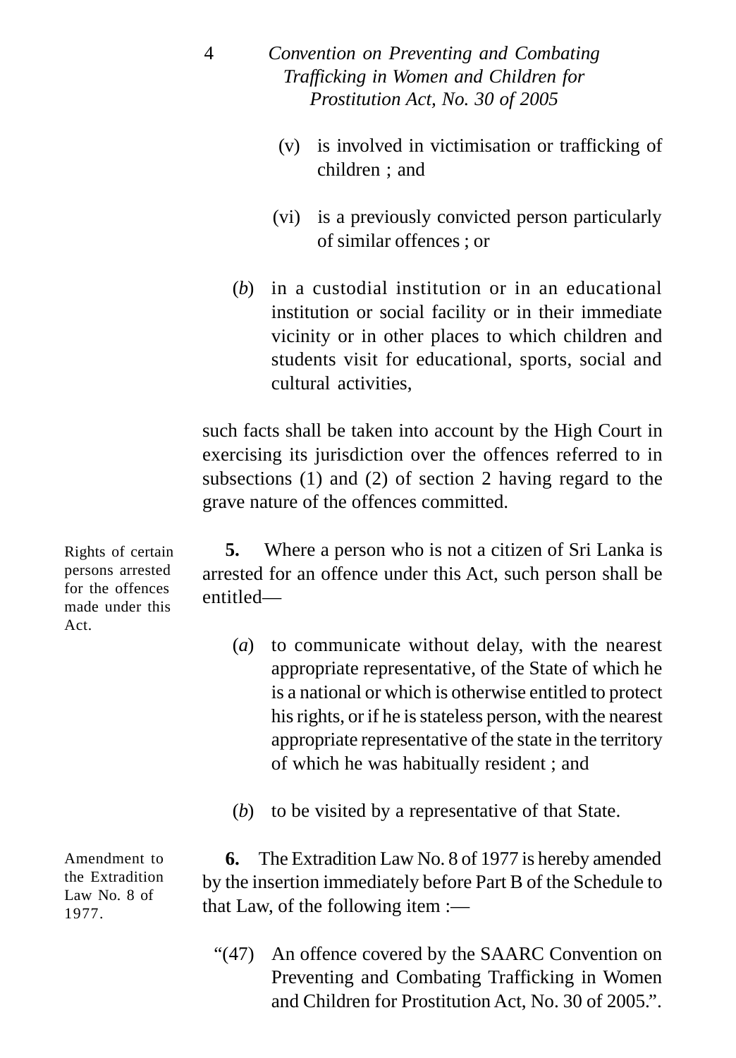(v) is involved in victimisation or trafficking of children ; and

(vi) is a previously convicted person particularly of similar offences ; or

(*b*) in a custodial institution or in an educational institution or social facility or in their immediate vicinity or in other places to which children and students visit for educational, sports, social and cultural activities,

such facts shall be taken into account by the High Court in exercising its jurisdiction over the offences referred to in subsections (1) and (2) of section 2 having regard to the grave nature of the offences committed.

Rights of certain persons arrested for the offences made under this Act.

**5.** Where a person who is not a citizen of Sri Lanka is arrested for an offence under this Act, such person shall be entitled—

(*a*) to communicate without delay, with the nearest appropriate representative, of the State of which he is a national or which is otherwise entitled to protect his rights, or if he is stateless person, with the nearest appropriate representative of the state in the territory of which he was habitually resident ; and

(*b*) to be visited by a representative of that State.

Amendment to the Extradition Law No. 8 of 1977.

**6.** The Extradition Law No. 8 of 1977 is hereby amended by the insertion immediately before Part B of the Schedule to that Law, of the following item :—

"(47) An offence covered by the SAARC Convention on Preventing and Combating Trafficking in Women and Children for Prostitution Act, No. 30 of 2005.".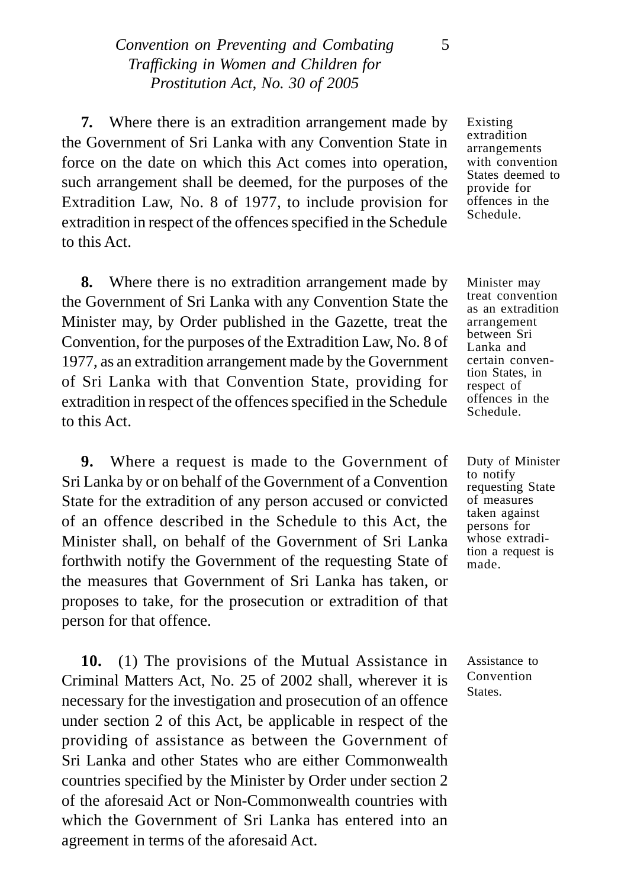**7.** Where there is an extradition arrangement made by the Government of Sri Lanka with any Convention State in force on the date on which this Act comes into operation, such arrangement shall be deemed, for the purposes of the Extradition Law, No. 8 of 1977, to include provision for extradition in respect of the offences specified in the Schedule to this Act.

Existing extradition arrangements with convention States deemed to provide for offences in the Schedule.

**8.** Where there is no extradition arrangement made by the Government of Sri Lanka with any Convention State the Minister may, by Order published in the Gazette, treat the Convention, for the purposes of the Extradition Law, No. 8 of 1977, as an extradition arrangement made by the Government of Sri Lanka with that Convention State, providing for extradition in respect of the offences specified in the Schedule to this Act.

Minister may treat convention as an extradition arrangement between Sri Lanka and certain convention States, in respect of offences in the Schedule.

**9.** Where a request is made to the Government of Sri Lanka by or on behalf of the Government of a Convention State for the extradition of any person accused or convicted of an offence described in the Schedule to this Act, the Minister shall, on behalf of the Government of Sri Lanka forthwith notify the Government of the requesting State of the measures that Government of Sri Lanka has taken, or proposes to take, for the prosecution or extradition of that person for that offence.

Duty of Minister to notify requesting State of measures taken against persons for whose extradition a request is made.

**10.** (1) The provisions of the Mutual Assistance in Criminal Matters Act, No. 25 of 2002 shall, wherever it is necessary for the investigation and prosecution of an offence under section 2 of this Act, be applicable in respect of the providing of assistance as between the Government of Sri Lanka and other States who are either Commonwealth countries specified by the Minister by Order under section 2 of the aforesaid Act or Non-Commonwealth countries with which the Government of Sri Lanka has entered into an agreement in terms of the aforesaid Act.

Assistance to Convention States.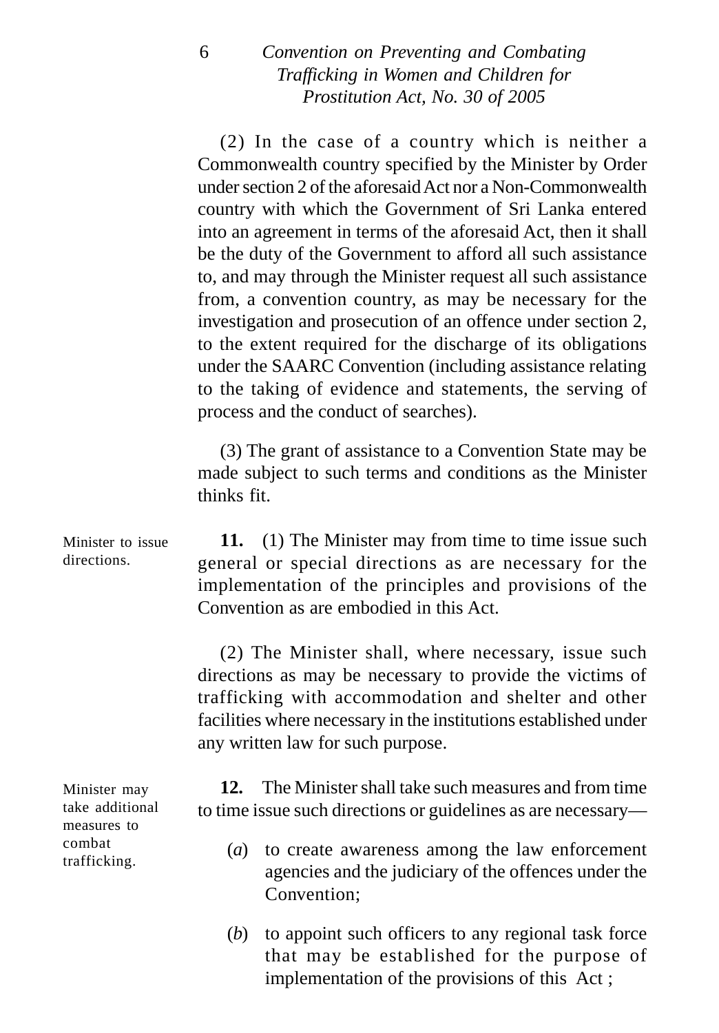(2) In the case of a country which is neither a Commonwealth country specified by the Minister by Order under section 2 of the aforesaid Act nor a Non-Commonwealth country with which the Government of Sri Lanka entered into an agreement in terms of the aforesaid Act, then it shall be the duty of the Government to afford all such assistance to, and may through the Minister request all such assistance from, a convention country, as may be necessary for the investigation and prosecution of an offence under section 2, to the extent required for the discharge of its obligations under the SAARC Convention (including assistance relating to the taking of evidence and statements, the serving of process and the conduct of searches).

(3) The grant of assistance to a Convention State may be made subject to such terms and conditions as the Minister thinks fit.

*Minister to issue directions.*

**11.** (1) The Minister may from time to time issue such general or special directions as are necessary for the implementation of the principles and provisions of the Convention as are embodied in this Act.

(2) The Minister shall, where necessary, issue such directions as may be necessary to provide the victims of trafficking with accommodation and shelter and other facilities where necessary in the institutions established under any written law for such purpose.

*Minister may take additional measures to combat trafficking.*

**12.** The Minister shall take such measures and from time to time issue such directions or guidelines as are necessary—

(*a*) to create awareness among the law enforcement agencies and the judiciary of the offences under the Convention;

(*b*) to appoint such officers to any regional task force that may be established for the purpose of implementation of the provisions of this Act ;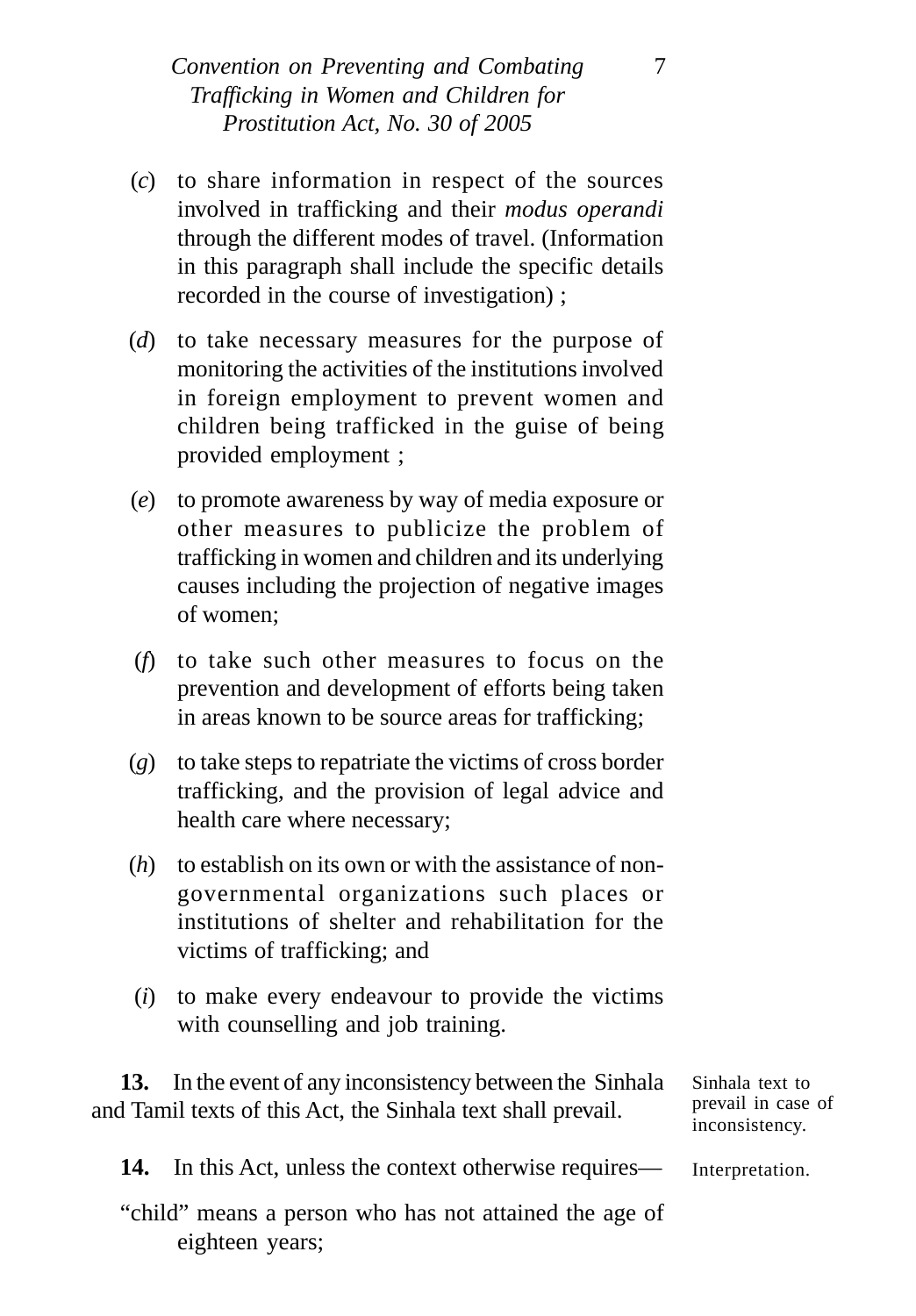(*c*) to share information in respect of the sources involved in trafficking and their *modus operandi* through the different modes of travel. (Information in this paragraph shall include the specific details recorded in the course of investigation) ;

(*d*) to take necessary measures for the purpose of monitoring the activities of the institutions involved in foreign employment to prevent women and children being trafficked in the guise of being provided employment ;

(*e*) to promote awareness by way of media exposure or other measures to publicize the problem of trafficking in women and children and its underlying causes including the projection of negative images of women;

(*f*) to take such other measures to focus on the prevention and development of efforts being taken in areas known to be source areas for trafficking;

(*g*) to take steps to repatriate the victims of cross border trafficking, and the provision of legal advice and health care where necessary;

(*h*) to establish on its own or with the assistance of non-governmental organizations such places or institutions of shelter and rehabilitation for the victims of trafficking; and

(*i*) to make every endeavour to provide the victims with counselling and job training.

Sinhala text to prevail in case of inconsistency.

**13.** In the event of any inconsistency between the Sinhala and Tamil texts of this Act, the Sinhala text shall prevail.

Interpretation.

**14.** In this Act, unless the context otherwise requires—

"child" means a person who has not attained the age of eighteen years;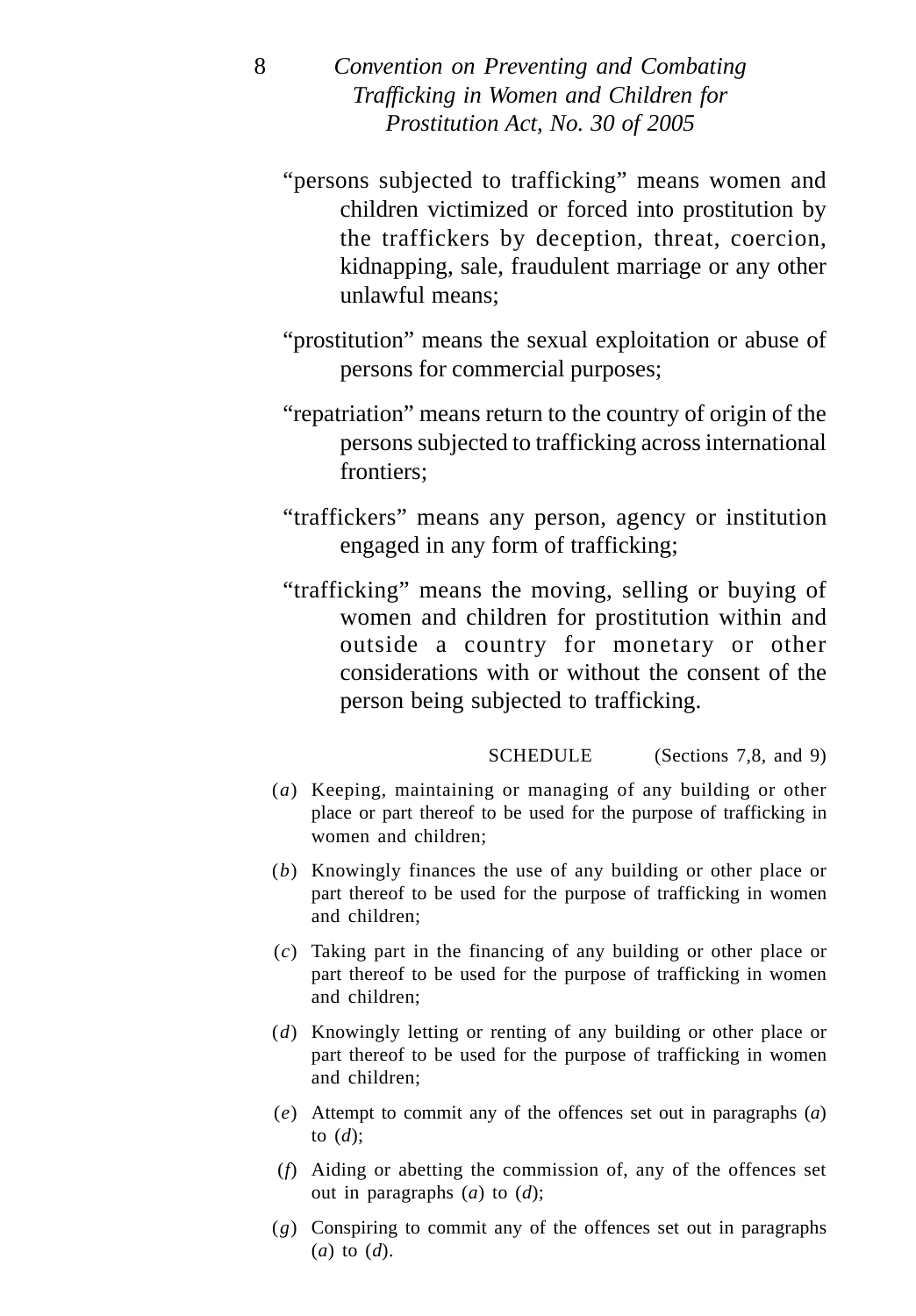"persons subjected to trafficking" means women and children victimized or forced into prostitution by the traffickers by deception, threat, coercion, kidnapping, sale, fraudulent marriage or any other unlawful means;

"prostitution" means the sexual exploitation or abuse of persons for commercial purposes;

"repatriation" means return to the country of origin of the persons subjected to trafficking across international frontiers;

"traffickers" means any person, agency or institution engaged in any form of trafficking;

"trafficking" means the moving, selling or buying of women and children for prostitution within and outside a country for monetary or other considerations with or without the consent of the person being subjected to trafficking.

SCHEDULE (Sections 7,8, and 9)

(*a*) Keeping, maintaining or managing of any building or other place or part thereof to be used for the purpose of trafficking in women and children;

(*b*) Knowingly finances the use of any building or other place or part thereof to be used for the purpose of trafficking in women and children;

(*c*) Taking part in the financing of any building or other place or part thereof to be used for the purpose of trafficking in women and children;

(*d*) Knowingly letting or renting of any building or other place or part thereof to be used for the purpose of trafficking in women and children;

(*e*) Attempt to commit any of the offences set out in paragraphs (*a*) to (*d*);

(*f*) Aiding or abetting the commission of, any of the offences set out in paragraphs (*a*) to (*d*);

(*g*) Conspiring to commit any of the offences set out in paragraphs (*a*) to (*d*).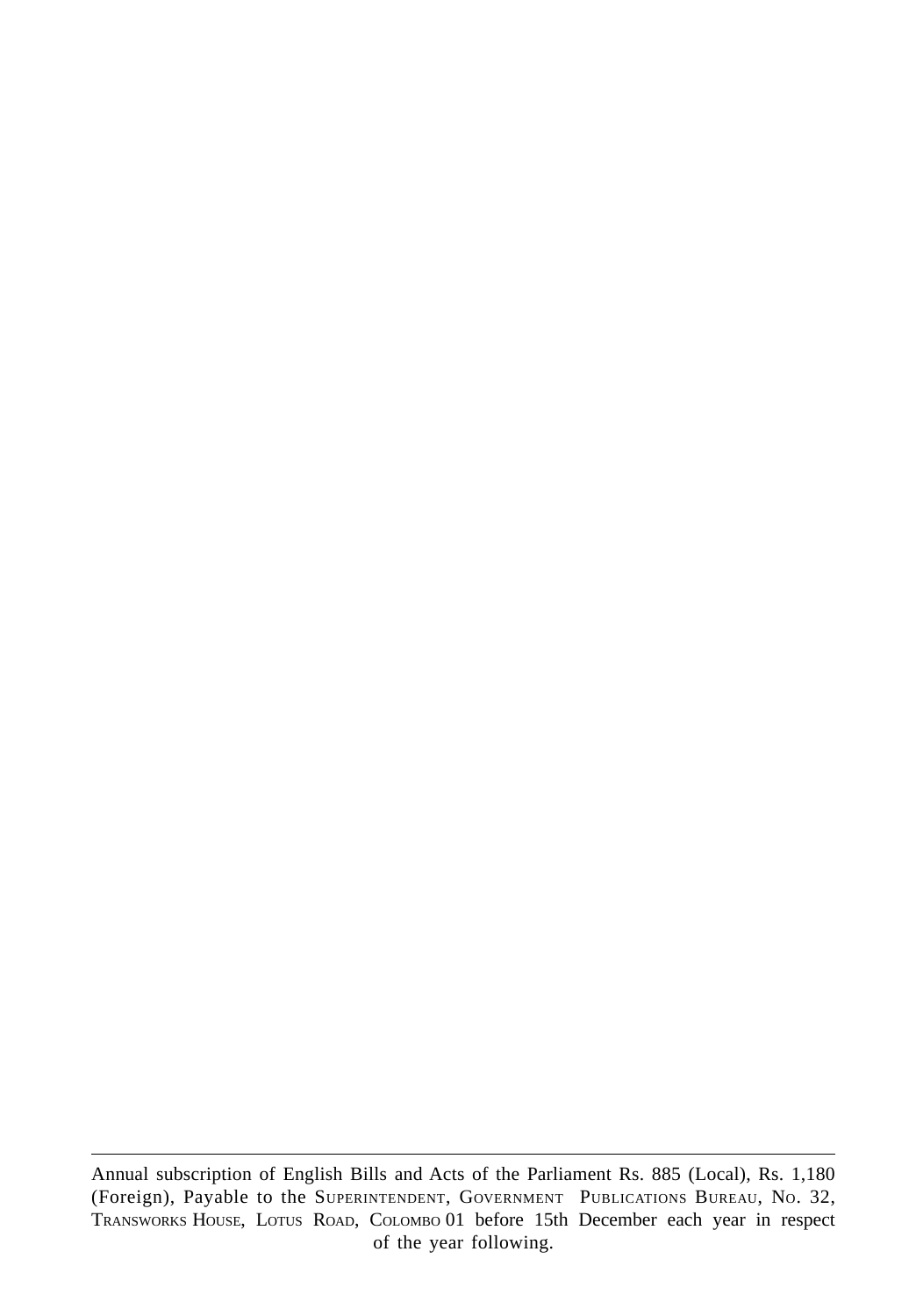Annual subscription of English Bills and Acts of the Parliament Rs. 885 (Local), Rs. 1,180 (Foreign), Payable to the SUPERINTENDENT, GOVERNMENT PUBLICATIONS BUREAU, NO. 32, TRANSWORKS HOUSE, LOTUS ROAD, COLOMBO 01 before 15th December each year in respect of the year following.